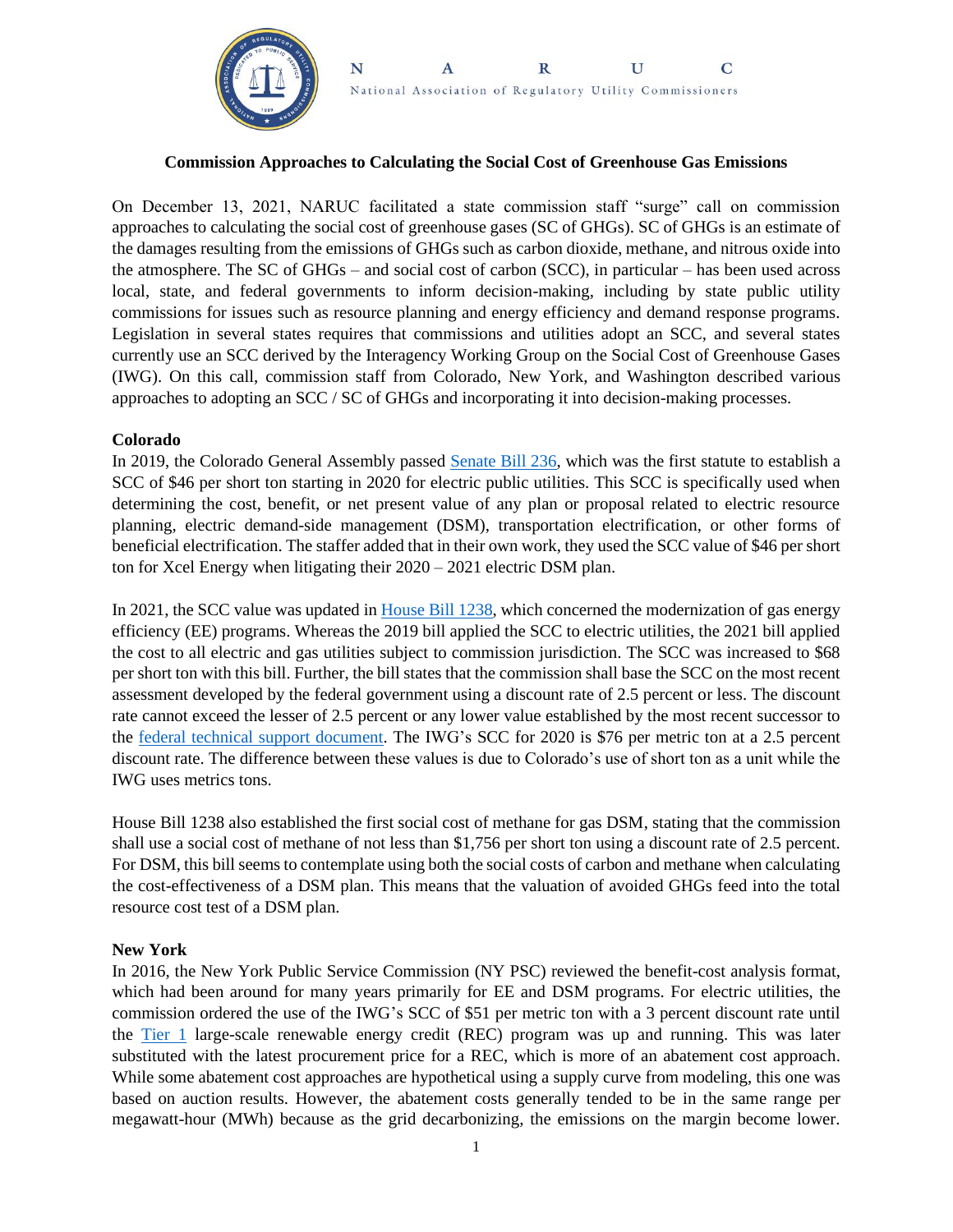# N A R U C

National Association of Regulatory Utility Commissioners

**Commission Approaches to Calculating the Social Cost of Greenhouse Gas Emissions**

On December 13, 2021, NARUC facilitated a state commission staff "surge" call on commission approaches to calculating the social cost of greenhouse gases (SC of GHGs). SC of GHGs is an estimate of the damages resulting from the emissions of GHGs such as carbon dioxide, methane, and nitrous oxide into the atmosphere. The SC of GHGs – and social cost of carbon (SCC), in particular – has been used across local, state, and federal governments to inform decision-making, including by state public utility commissions for issues such as resource planning and energy efficiency and demand response programs. Legislation in several states requires that commissions and utilities adopt an SCC, and several states currently use an SCC derived by the Interagency Working Group on the Social Cost of Greenhouse Gases (IWG). On this call, commission staff from Colorado, New York, and Washington described various approaches to adopting an SCC / SC of GHGs and incorporating it into decision-making processes.

**Colorado**

In 2019, the Colorado General Assembly passed Senate Bill 236, which was the first statute to establish a SCC of $46 per short ton starting in 2020 for electric public utilities. This SCC is specifically used when determining the cost, benefit, or net present value of any plan or proposal related to electric resource planning, electric demand-side management (DSM), transportation electrification, or other forms of beneficial electrification. The staffer added that in their own work, they used the SCC value of $46 per short ton for Xcel Energy when litigating their 2020 – 2021 electric DSM plan.

In 2021, the SCC value was updated in House Bill 1238, which concerned the modernization of gas energy efficiency (EE) programs. Whereas the 2019 bill applied the SCC to electric utilities, the 2021 bill applied the cost to all electric and gas utilities subject to commission jurisdiction. The SCC was increased to $68 per short ton with this bill. Further, the bill states that the commission shall base the SCC on the most recent assessment developed by the federal government using a discount rate of 2.5 percent or less. The discount rate cannot exceed the lesser of 2.5 percent or any lower value established by the most recent successor to the federal technical support document. The IWG's SCC for 2020 is $76 per metric ton at a 2.5 percent discount rate. The difference between these values is due to Colorado's use of short ton as a unit while the IWG uses metrics tons.

House Bill 1238 also established the first social cost of methane for gas DSM, stating that the commission shall use a social cost of methane of not less than $1,756 per short ton using a discount rate of 2.5 percent. For DSM, this bill seems to contemplate using both the social costs of carbon and methane when calculating the cost-effectiveness of a DSM plan. This means that the valuation of avoided GHGs feed into the total resource cost test of a DSM plan.

**New York**

In 2016, the New York Public Service Commission (NY PSC) reviewed the benefit-cost analysis format, which had been around for many years primarily for EE and DSM programs. For electric utilities, the commission ordered the use of the IWG's SCC of $51 per metric ton with a 3 percent discount rate until the Tier 1 large-scale renewable energy credit (REC) program was up and running. This was later substituted with the latest procurement price for a REC, which is more of an abatement cost approach. While some abatement cost approaches are hypothetical using a supply curve from modeling, this one was based on auction results. However, the abatement costs generally tended to be in the same range per megawatt-hour (MWh) because as the grid decarbonizing, the emissions on the margin become lower.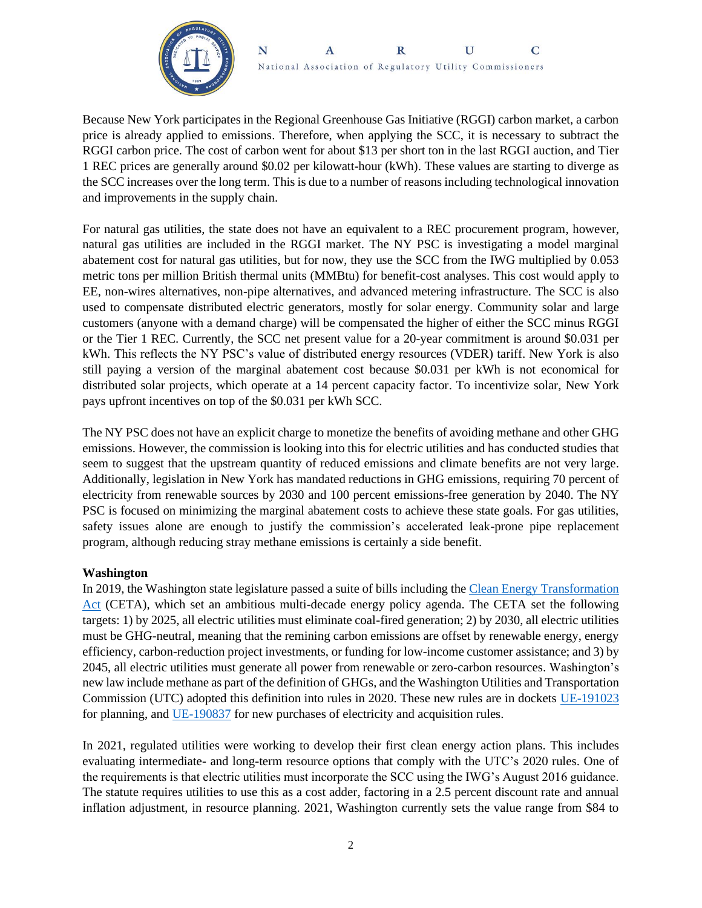Because New York participates in the Regional Greenhouse Gas Initiative (RGGI) carbon market, a carbon price is already applied to emissions. Therefore, when applying the SCC, it is necessary to subtract the RGGI carbon price. The cost of carbon went for about $13 per short ton in the last RGGI auction, and Tier 1 REC prices are generally around $0.02 per kilowatt-hour (kWh). These values are starting to diverge as the SCC increases over the long term. This is due to a number of reasons including technological innovation and improvements in the supply chain.

For natural gas utilities, the state does not have an equivalent to a REC procurement program, however, natural gas utilities are included in the RGGI market. The NY PSC is investigating a model marginal abatement cost for natural gas utilities, but for now, they use the SCC from the IWG multiplied by 0.053 metric tons per million British thermal units (MMBtu) for benefit-cost analyses. This cost would apply to EE, non-wires alternatives, non-pipe alternatives, and advanced metering infrastructure. The SCC is also used to compensate distributed electric generators, mostly for solar energy. Community solar and large customers (anyone with a demand charge) will be compensated the higher of either the SCC minus RGGI or the Tier 1 REC. Currently, the SCC net present value for a 20-year commitment is around $0.031 per kWh. This reflects the NY PSC's value of distributed energy resources (VDER) tariff. New York is also still paying a version of the marginal abatement cost because $0.031 per kWh is not economical for distributed solar projects, which operate at a 14 percent capacity factor. To incentivize solar, New York pays upfront incentives on top of the $0.031 per kWh SCC.

The NY PSC does not have an explicit charge to monetize the benefits of avoiding methane and other GHG emissions. However, the commission is looking into this for electric utilities and has conducted studies that seem to suggest that the upstream quantity of reduced emissions and climate benefits are not very large. Additionally, legislation in New York has mandated reductions in GHG emissions, requiring 70 percent of electricity from renewable sources by 2030 and 100 percent emissions-free generation by 2040. The NY PSC is focused on minimizing the marginal abatement costs to achieve these state goals. For gas utilities, safety issues alone are enough to justify the commission's accelerated leak-prone pipe replacement program, although reducing stray methane emissions is certainly a side benefit.

**Washington**

In 2019, the Washington state legislature passed a suite of bills including the Clean Energy Transformation Act (CETA), which set an ambitious multi-decade energy policy agenda. The CETA set the following targets: 1) by 2025, all electric utilities must eliminate coal-fired generation; 2) by 2030, all electric utilities must be GHG-neutral, meaning that the remining carbon emissions are offset by renewable energy, energy efficiency, carbon-reduction project investments, or funding for low-income customer assistance; and 3) by 2045, all electric utilities must generate all power from renewable or zero-carbon resources. Washington's new law include methane as part of the definition of GHGs, and the Washington Utilities and Transportation Commission (UTC) adopted this definition into rules in 2020. These new rules are in dockets UE-191023 for planning, and UE-190837 for new purchases of electricity and acquisition rules.

In 2021, regulated utilities were working to develop their first clean energy action plans. This includes evaluating intermediate- and long-term resource options that comply with the UTC's 2020 rules. One of the requirements is that electric utilities must incorporate the SCC using the IWG's August 2016 guidance. The statute requires utilities to use this as a cost adder, factoring in a 2.5 percent discount rate and annual inflation adjustment, in resource planning. 2021, Washington currently sets the value range from $84 to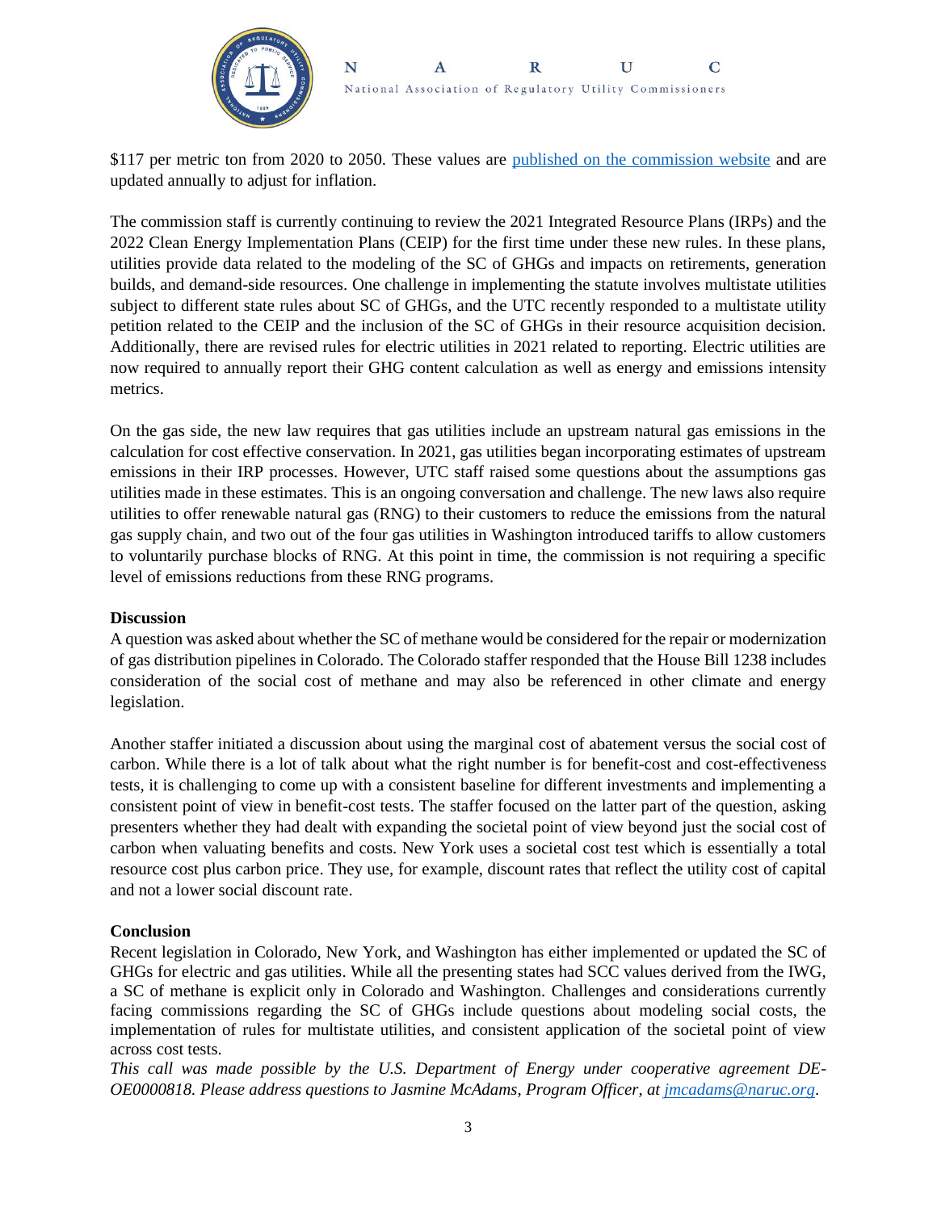$117 per metric ton from 2020 to 2050. These values are published on the commission website and are updated annually to adjust for inflation.

The commission staff is currently continuing to review the 2021 Integrated Resource Plans (IRPs) and the 2022 Clean Energy Implementation Plans (CEIP) for the first time under these new rules. In these plans, utilities provide data related to the modeling of the SC of GHGs and impacts on retirements, generation builds, and demand-side resources. One challenge in implementing the statute involves multistate utilities subject to different state rules about SC of GHGs, and the UTC recently responded to a multistate utility petition related to the CEIP and the inclusion of the SC of GHGs in their resource acquisition decision. Additionally, there are revised rules for electric utilities in 2021 related to reporting. Electric utilities are now required to annually report their GHG content calculation as well as energy and emissions intensity metrics.

On the gas side, the new law requires that gas utilities include an upstream natural gas emissions in the calculation for cost effective conservation. In 2021, gas utilities began incorporating estimates of upstream emissions in their IRP processes. However, UTC staff raised some questions about the assumptions gas utilities made in these estimates. This is an ongoing conversation and challenge. The new laws also require utilities to offer renewable natural gas (RNG) to their customers to reduce the emissions from the natural gas supply chain, and two out of the four gas utilities in Washington introduced tariffs to allow customers to voluntarily purchase blocks of RNG. At this point in time, the commission is not requiring a specific level of emissions reductions from these RNG programs.

**Discussion**

A question was asked about whether the SC of methane would be considered for the repair or modernization of gas distribution pipelines in Colorado. The Colorado staffer responded that the House Bill 1238 includes consideration of the social cost of methane and may also be referenced in other climate and energy legislation.

Another staffer initiated a discussion about using the marginal cost of abatement versus the social cost of carbon. While there is a lot of talk about what the right number is for benefit-cost and cost-effectiveness tests, it is challenging to come up with a consistent baseline for different investments and implementing a consistent point of view in benefit-cost tests. The staffer focused on the latter part of the question, asking presenters whether they had dealt with expanding the societal point of view beyond just the social cost of carbon when valuating benefits and costs. New York uses a societal cost test which is essentially a total resource cost plus carbon price. They use, for example, discount rates that reflect the utility cost of capital and not a lower social discount rate.

**Conclusion**

Recent legislation in Colorado, New York, and Washington has either implemented or updated the SC of GHGs for electric and gas utilities. While all the presenting states had SCC values derived from the IWG, a SC of methane is explicit only in Colorado and Washington. Challenges and considerations currently facing commissions regarding the SC of GHGs include questions about modeling social costs, the implementation of rules for multistate utilities, and consistent application of the societal point of view across cost tests.

*This call was made possible by the U.S. Department of Energy under cooperative agreement DE-OE0000818. Please address questions to Jasmine McAdams, Program Officer, at jmcadams@naruc.org.*